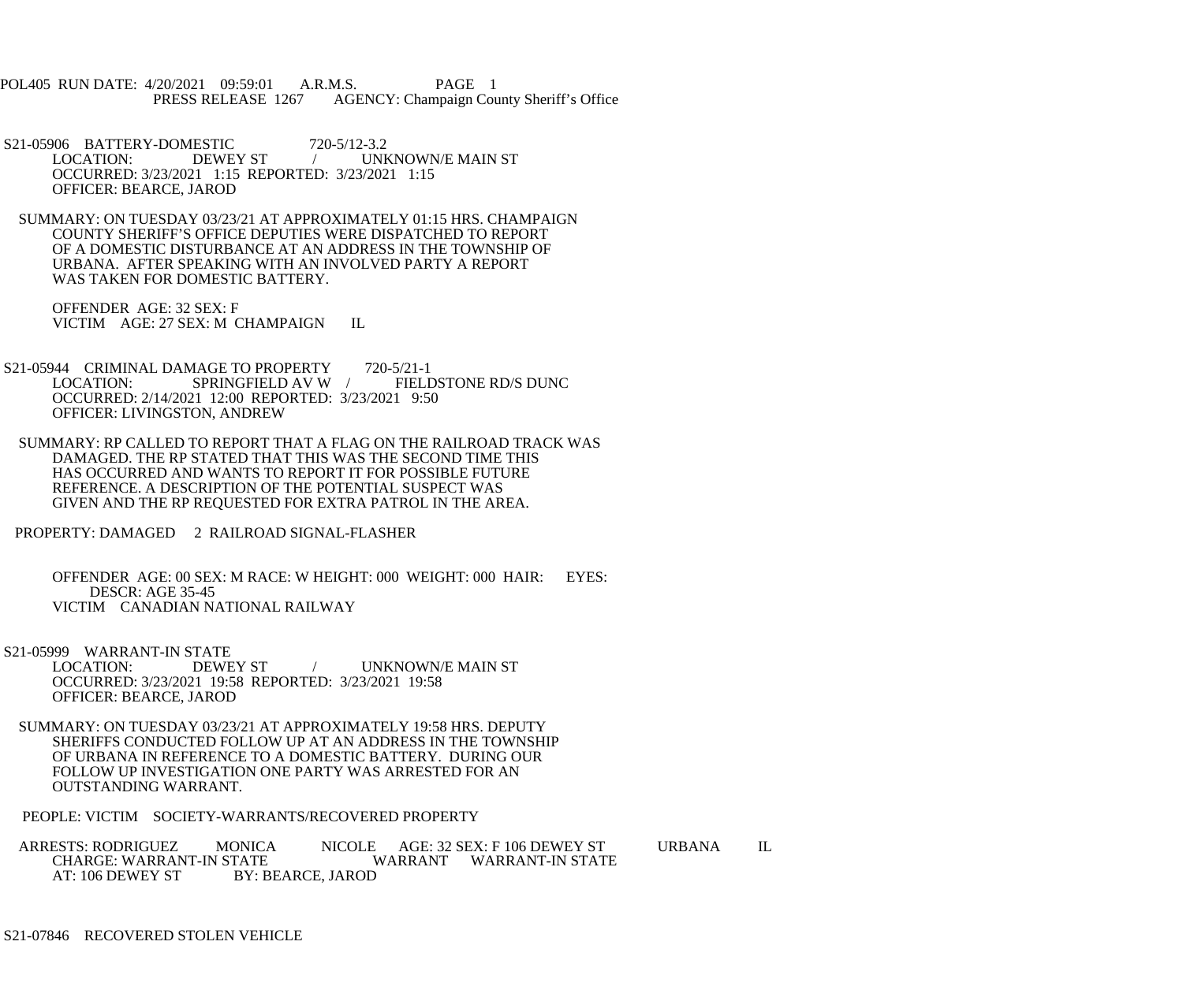POL405 RUN DATE: 4/20/2021 09:59:01 A.R.M.S. PAGE 1
PRESS RELEASE 1267 AGENCY: Champaign County Sheriff's Office

S21-05906 BATTERY-DOMESTIC 720-5/12-3.2
LOCATION: DEWEY ST / UNKNOWN/E MAIN ST
OCCURRED: 3/23/2021 1:15 REPORTED: 3/23/2021 1:15
OFFICER: BEARCE, JAROD

SUMMARY: ON TUESDAY 03/23/21 AT APPROXIMATELY 01:15 HRS. CHAMPAIGN COUNTY SHERIFF'S OFFICE DEPUTIES WERE DISPATCHED TO REPORT OF A DOMESTIC DISTURBANCE AT AN ADDRESS IN THE TOWNSHIP OF URBANA. AFTER SPEAKING WITH AN INVOLVED PARTY A REPORT WAS TAKEN FOR DOMESTIC BATTERY.

OFFENDER AGE: 32 SEX: F
VICTIM AGE: 27 SEX: M CHAMPAIGN IL

S21-05944 CRIMINAL DAMAGE TO PROPERTY 720-5/21-1
LOCATION: SPRINGFIELD AV W / FIELDSTONE RD/S DUNC
OCCURRED: 2/14/2021 12:00 REPORTED: 3/23/2021 9:50
OFFICER: LIVINGSTON, ANDREW

SUMMARY: RP CALLED TO REPORT THAT A FLAG ON THE RAILROAD TRACK WAS DAMAGED. THE RP STATED THAT THIS WAS THE SECOND TIME THIS HAS OCCURRED AND WANTS TO REPORT IT FOR POSSIBLE FUTURE REFERENCE. A DESCRIPTION OF THE POTENTIAL SUSPECT WAS GIVEN AND THE RP REQUESTED FOR EXTRA PATROL IN THE AREA.

PROPERTY: DAMAGED 2 RAILROAD SIGNAL-FLASHER

OFFENDER AGE: 00 SEX: M RACE: W HEIGHT: 000 WEIGHT: 000 HAIR: EYES:
DESCR: AGE 35-45
VICTIM CANADIAN NATIONAL RAILWAY

S21-05999 WARRANT-IN STATE
LOCATION: DEWEY ST / UNKNOWN/E MAIN ST
OCCURRED: 3/23/2021 19:58 REPORTED: 3/23/2021 19:58
OFFICER: BEARCE, JAROD

SUMMARY: ON TUESDAY 03/23/21 AT APPROXIMATELY 19:58 HRS. DEPUTY SHERIFFS CONDUCTED FOLLOW UP AT AN ADDRESS IN THE TOWNSHIP OF URBANA IN REFERENCE TO A DOMESTIC BATTERY. DURING OUR FOLLOW UP INVESTIGATION ONE PARTY WAS ARRESTED FOR AN OUTSTANDING WARRANT.

PEOPLE: VICTIM SOCIETY-WARRANTS/RECOVERED PROPERTY

ARRESTS: RODRIGUEZ MONICA NICOLE AGE: 32 SEX: F 106 DEWEY ST URBANA IL
CHARGE: WARRANT-IN STATE WARRANT WARRANT-IN STATE
AT: 106 DEWEY ST BY: BEARCE, JAROD

S21-07846 RECOVERED STOLEN VEHICLE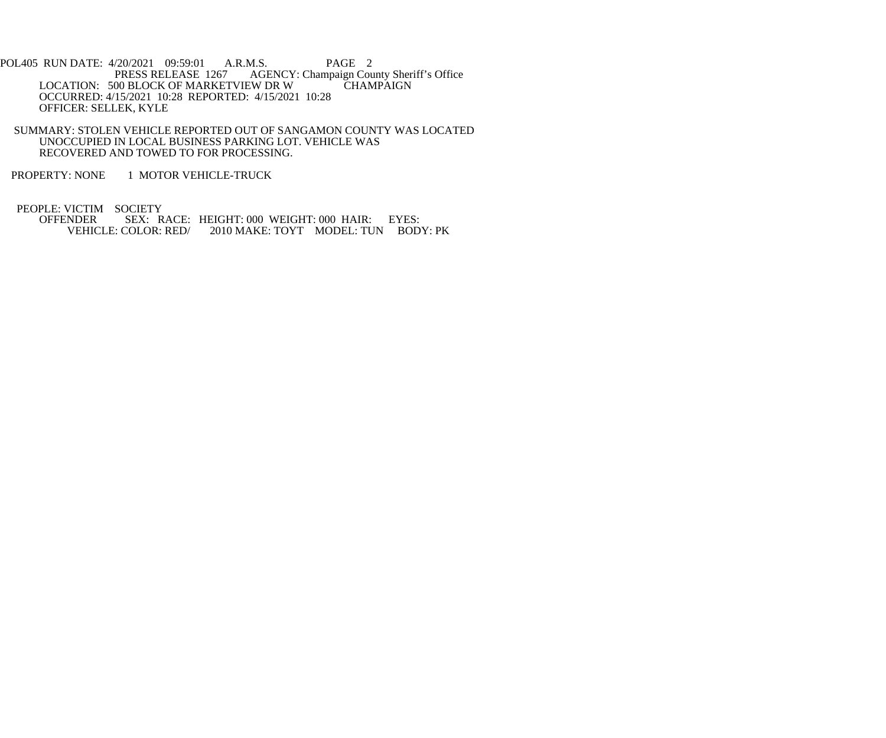POL405 RUN DATE: 4/20/2021 09:59:01 A.R.M.S. PAGE 2

PRESS RELEASE 1267 AGENCY: Champaign County Sheriff's Office

LOCATION: 500 BLOCK OF MARKETVIEW DR W CHAMPAIGN

OCCURRED: 4/15/2021 10:28 REPORTED: 4/15/2021 10:28

OFFICER: SELLEK, KYLE

SUMMARY: STOLEN VEHICLE REPORTED OUT OF SANGAMON COUNTY WAS LOCATED UNOCCUPIED IN LOCAL BUSINESS PARKING LOT. VEHICLE WAS RECOVERED AND TOWED TO FOR PROCESSING.

PROPERTY: NONE 1 MOTOR VEHICLE-TRUCK

PEOPLE: VICTIM SOCIETY

OFFENDER SEX: RACE: HEIGHT: 000 WEIGHT: 000 HAIR: EYES:

VEHICLE: COLOR: RED/ 2010 MAKE: TOYT MODEL: TUN BODY: PK